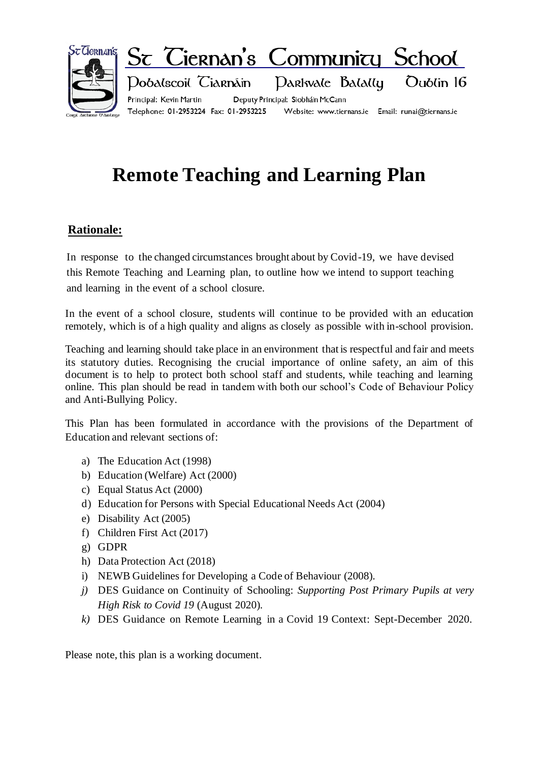St Tiernan's Community School

Pobalscoil Tiarnáin Parkvale Balally Dublin 16

Principal: Kevin Martin Deputy Principal: Siobhán McCann

Telephone: 01-2953224 Fax: 01-2953225 Website: www.tiernans.ie Email: runai@tiernans.ie

# Remote Teaching and Learning Plan

## Rationale:

In response to the changed circumstances brought about by Covid-19, we have devised this Remote Teaching and Learning plan, to outline how we intend to support teaching and learning in the event of a school closure.

In the event of a school closure, students will continue to be provided with an education remotely, which is of a high quality and aligns as closely as possible with in-school provision.

Teaching and learning should take place in an environment that is respectful and fair and meets its statutory duties. Recognising the crucial importance of online safety, an aim of this document is to help to protect both school staff and students, while teaching and learning online. This plan should be read in tandem with both our school's Code of Behaviour Policy and Anti-Bullying Policy.

This Plan has been formulated in accordance with the provisions of the Department of Education and relevant sections of:

a) The Education Act (1998)
b) Education (Welfare) Act (2000)
c) Equal Status Act (2000)
d) Education for Persons with Special Educational Needs Act (2004)
e) Disability Act (2005)
f) Children First Act (2017)
g) GDPR
h) Data Protection Act (2018)
i) NEWB Guidelines for Developing a Code of Behaviour (2008).
j) DES Guidance on Continuity of Schooling: *Supporting Post Primary Pupils at very High Risk to Covid 19* (August 2020).
k) DES Guidance on Remote Learning in a Covid 19 Context: Sept-December 2020.

Please note, this plan is a working document.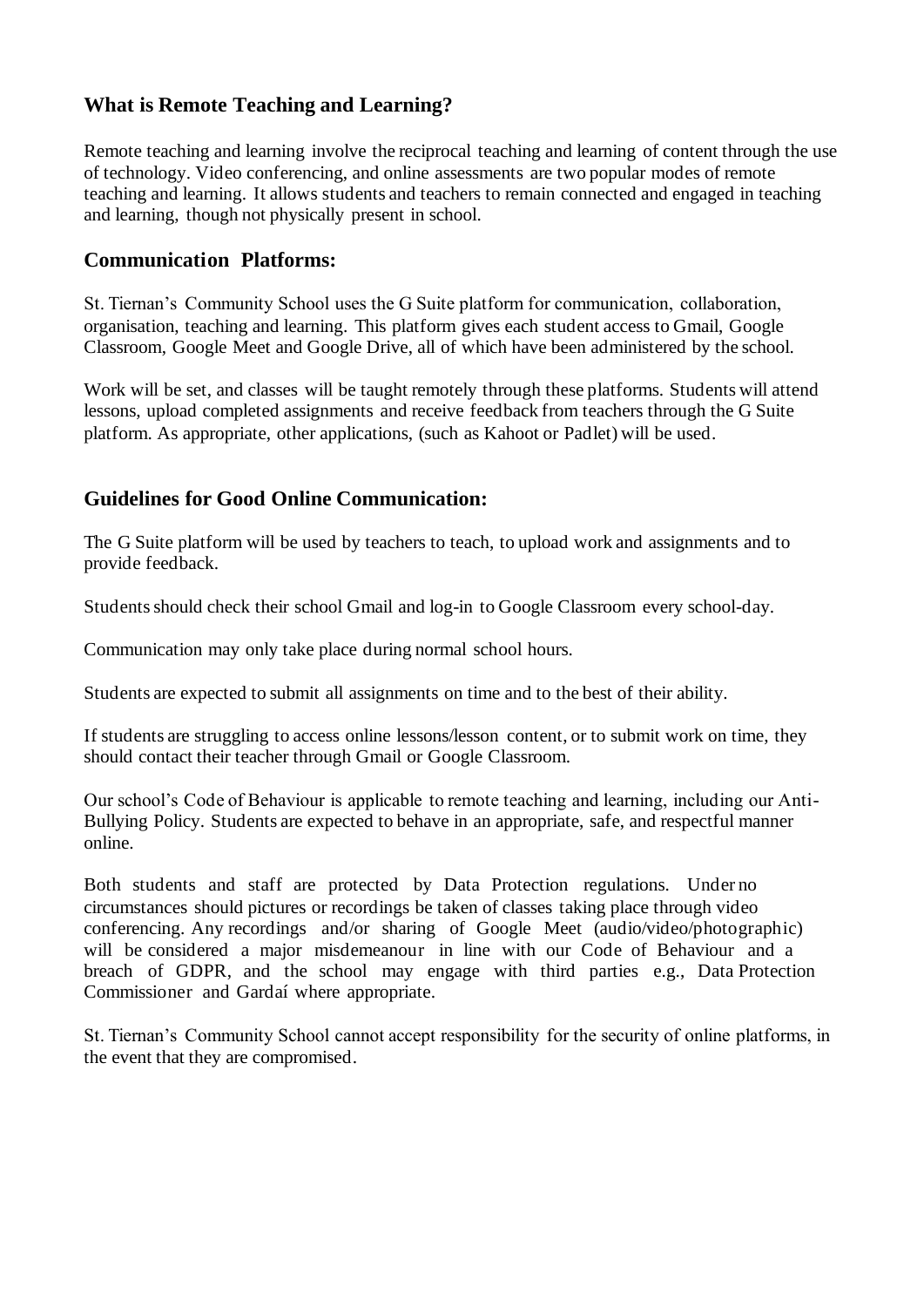## What is Remote Teaching and Learning?

Remote teaching and learning involve the reciprocal teaching and learning of content through the use of technology. Video conferencing, and online assessments are two popular modes of remote teaching and learning. It allows students and teachers to remain connected and engaged in teaching and learning, though not physically present in school.

## Communication Platforms:

St. Tiernan's Community School uses the G Suite platform for communication, collaboration, organisation, teaching and learning. This platform gives each student access to Gmail, Google Classroom, Google Meet and Google Drive, all of which have been administered by the school.

Work will be set, and classes will be taught remotely through these platforms. Students will attend lessons, upload completed assignments and receive feedback from teachers through the G Suite platform. As appropriate, other applications, (such as Kahoot or Padlet) will be used.

## Guidelines for Good Online Communication:

The G Suite platform will be used by teachers to teach, to upload work and assignments and to provide feedback.

Students should check their school Gmail and log-in to Google Classroom every school-day.

Communication may only take place during normal school hours.

Students are expected to submit all assignments on time and to the best of their ability.

If students are struggling to access online lessons/lesson content, or to submit work on time, they should contact their teacher through Gmail or Google Classroom.

Our school's Code of Behaviour is applicable to remote teaching and learning, including our Anti-Bullying Policy. Students are expected to behave in an appropriate, safe, and respectful manner online.

Both students and staff are protected by Data Protection regulations. Under no circumstances should pictures or recordings be taken of classes taking place through video conferencing. Any recordings and/or sharing of Google Meet (audio/video/photographic) will be considered a major misdemeanour in line with our Code of Behaviour and a breach of GDPR, and the school may engage with third parties e.g., Data Protection Commissioner and Gardaí where appropriate.

St. Tiernan's Community School cannot accept responsibility for the security of online platforms, in the event that they are compromised.